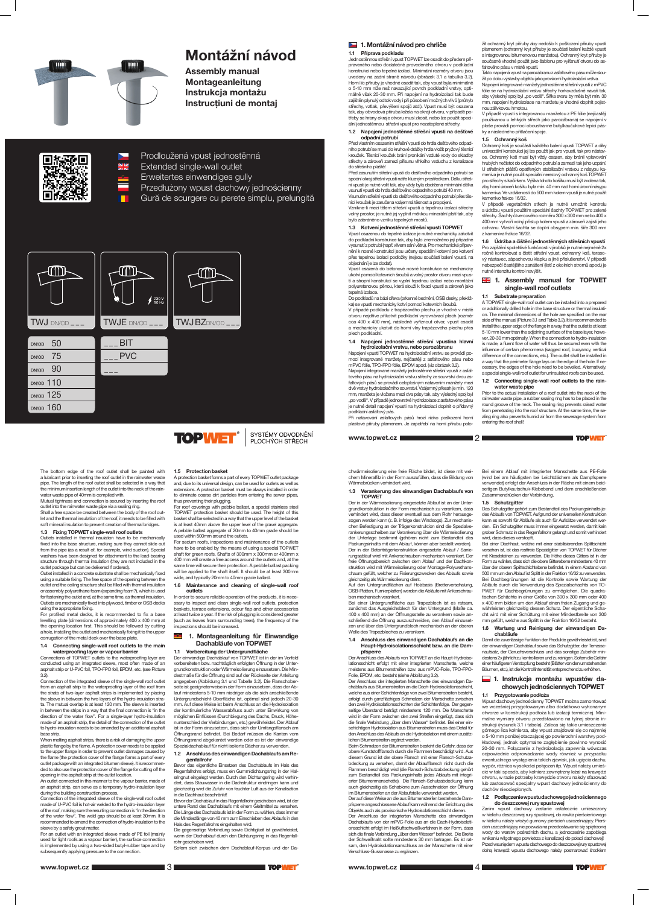# Montážní návod

**Assembly manual**
**Montageanleitung**
**Instrukcja montażu**
**Instrucțiuni de montaj**

Prodloužená vpust jednostěnná
Extended single-wall outlet
Erweitertes einwendiges gully
Przedłużony wpust dachowy jednościenny
Gură de scurgere cu perete simplu, prelungită

TWJ DN/OD ___ | TWJE DN/OD ___ (230 V 50 Hz) | TWJ BZ DN/OD ___

| | |
|---|---|
| DN/OD 50 | ___BIT |
| DN/OD 75 | ___PVC |
| DN/OD 90 | ___ |
| DN/OD 110 | |
| DN/OD 125 | |
| DN/OD 160 | |

**TOPWET** SYSTÉMY ODVODNĚNÍ PLOCHÝCH STŘECH

## 1. Montážní návod pro chrliče

### 1.1 Příprava podkladu

Jednostěnnou střešní vpust TOPWET lze osadit do předem připraveného nebo dodatečně provedeného otvoru v podkladní konstrukci nebo tepelné izolaci. Minimální rozměry otvoru jsou uvedeny na zadní straně návodu (obrázek 3.1 a tabulka 3.2). Horní líc příruby je vhodné osadit tak, aby vpust byla minimálně o 5-10 mm níže než navazující povrch podkladní vrstvy, optimálně však 20-30 mm. Při napojení na hydroizolaci tak bude zajištěn plynulý odtok vody i při působení možných vlivů (průhyb střechy, vztlak, převýšení spojů atd.). Vpust musí být osazena tak, aby obvodová příruba ležela na okraji otvoru, v případě potřeby se hrany okraje otvoru musí zkosit, nebo lze použít speciální jednostěnnou střešní vpust pro nezateplené střechy.

### 1.2 Napojení jednostěnné střešní vpusti na dešťové odpadní potrubí

Před vlastním osazením střešní vpusti do hrdla dešťového odpadního potrubí se musí do kruhové drážky hrdla vložit pryžový těsnicí kroužek. Těsnicí kroužek brání pronikání vzduté vody do skladby střechy a zároveň zamezí průniku vlhkého vzduchu z kanalizace do střešního pláště.

Před zasunutím střešní vpusti do dešťového odpadního potrubí se spodní okraj střešní vpusti natře kluzným prostředkem. Délku střešní vpusti je nutné volit tak, aby vždy byla dodržena minimální délka vsunutí vpusti do hrdla dešťového odpadního potrubí 40 mm.

Vsunutím střešní vpusti do dešťového odpadního potrubí přes těsnicí kroužek je zaručena vzájemná těsnost a propojení.

Vznikne-li mezi tělem střešní vpusti a tepelnou izolací střechy volný prostor, je nutné jej vyplnit měkkou minerální plstí tak, aby bylo zabráněno vzniku tepelných mostů.

### 1.3 Kotvení jednostěnné střešní vpusti TOPWET

Vpust osazenou do tepelné izolace je nutné mechanicky zakotvit do podkladní konstrukce tak, aby bylo znemožněno její případné vysunutí z potrubí (např. vlivem sání větru). Pro mechanické připevnění k nosné konstrukci jsou určeny speciální kotevní prvky kotvení přes tepelnou izolaci podložky (nejsou součástí balení vpusti, na objednání je lze dodat).

Vpust osazená do betonové nosné konstrukce se mechanicky ukotví pomocí kotevních šroubů a volný prostor otvoru mezi vpustí a stropní konstrukcí se vyplní tepelnou izolací nebo montážní polyuretanovou pěnou, která slouží k fixaci vpusti a zároveň jako tepelná izolace.

Do podkladů na bázi dřeva (prkenné bednění, OSB desky, překližka) se vpusti mechanicky kotví pomocí kotevních šroubů.

V případě podkladu z trapézového plechu je vhodné v místě otvoru nejdříve přikotvit podkladní vyrovnávací plech (rozměr cca 400 x 400 mm), následně vyříznout otvor, vpust osadit a mechanicky ukotvit do horní vlny trapézového plechu přes plech podkladní.

### 1.4 Napojení jednostěnné střešní vpustina hlavní hydroizolační vrstvu, nebo parozábranu

Napojení vpusti TOPWET na hydroizolační vrstvu se provádí pomocí integrované manžety, nejčastěji z asfaltového pásu nebo mPVC fólie, TPO-FPO fólie, EPDM apod. (viz obrázek 3.2).

Napojení integrované manžety jednostěnné střešní vpusti z asfaltového pásu na hydroizolační vrstvu střechy ze souvrství dvou asfaltových pásů se provádí celoplošným natavením manžety mezi dvě vrstvy hydroizolačního souvrství. Vzájemný přesah je min. 120 mm, manžeta je vložena mezi dva pásy tak, aby výsledný spoj byl „po vodě". V případě jednovrstvé hydroizolace z asfaltového pásu je nutné detail napojení vpusti na hydroizolaci doplnit o přídavný podkladní asfaltový pás.

Při natavování asfaltových pásů hrozí riziko poškození horní plastové příruby plamenem. Je zapotřebí na horní přírubu položit ochranný kryt příruby aby nedošlo k poškození příruby vpusti plamenem (ochranný kryt příruby je součástí balení každé vpusti s integrovanou bitumenovou manžetou). Ochranný kryt příruby je současně vhodné použít jako šablonu pro vyříznutí otvoru do asfaltového pásu v místě vpusti.

Takto napojená vpust na parozábranu z asfaltového pásu může sloužit po dobu výstavby objektu jako provizorní hydroizolační vrstva.

Napojení integrované manžety jednostěnné střešní vpusti z mPVC fólie na hydroizolační vrstvu střechy horkovzdušně navaří tak, aby výsledný spoj byl „po vodě". Šířka svaru by měla být min. 30 mm, napojení hydroizolace na manžetu je vhodné doplnit pojistnou zálivkovou hmotou.

V případě vpusti s integrovanou manžetou z PE fólie (nejčastěji používanou u lehkých střech jako parozábrana) se napojení v ploše provádí pomocí oboustranné butylkaučukové lepicí pásky a následného přitlačení spoje.

### 1.5 Ochranný koš

Ochranný koš je součástí každého balení vpusti TOPWET a díky univerzální konstrukci jej lze použít jak pro vpusti, tak pro nástavce. Ochranný koš musí být vždy osazen, aby bránil vplavování hrubých nečistot do odpadního potrubí a zamezil tak jeho ucpání.

U střešních plášťů opatřených stabilizační vrstvou z násypu kameniva je nutné použít speciální nerezový ochranný koš TOPWET pro střechy s kačírkem. Výška tohoto košíku musí být zvolena tak, aby horní úroveň košíku byla min. 40 mm nad horní úrovní násypu kameniva. Ve vzdálenosti do 500 mm kolem vpusti je nutné použít kamenivo frakce 16/32.

V případě vegetačních střech je nutné umožnit kontrolu a údržbu vpusti použitím speciální šachty TOPWET pro zelené střechy. Šachty čtvercového rozměru 300 x 300 mm nebo 400 x 400 mm vytvoří volný přístup kolem vpusti a zároveň zajistí jeho ochranu. Vlastní šachta se doplní obsypem min. šíře 300 mm z kameniva frakce 16/32.

### 1.6 Údržba a čištění jednostěnných střešních vpustí

Pro zajištění spolehlivé funkčnosti výrobků je nutné nejméně 2x ročně kontrolovat a čistit střešní vpust, ochranný koš, terasový nástavec, zápachovou klapku a jiné příslušenství. V případě nebezpečí častějšího zanášení (listí z okolních stromů apod.) je nutné intenzitu kontrol navýšit.

## 1. Assembly manual for TOPWET single-wall roof outlets

### 1.1 Substrate preparation

A TOPWET single-wall roof outlet can be installed into a prepared or additionally drilled hole in the base structure or thermal insulation. The minimal dimensions of the hole are specified on the rear side of the manual (Picture 3.1 and Table 3.2). It is recommended to install the upper edge of the flange in a way that the outlet is at least 5-10 mm lower than the adjoining surface of the base layer, however, 20-30 mm optimally. When the connection to hydro-insulation is made, a fluent flow of water will thus be secured even with the influence of certain phenomena (sagged roof, buoyancy, vertical difference of the connections, etc.). The outlet shall be installed in a way that the perimeter flange lays on the edge of the hole. If necessary, the edges of the hole need to be bevelled. Alternatively, a special single-wall roof outlet for uninsulated roofs can be used.

### 1.2 Connecting single-wall roof outlets to the rainwater waste pipe

Prior to the actual installation of a roof outlet into the neck of the rainwater waste pipe, a rubber sealing ring has to be placed in the round groove of the neck. The sealing ring prevents raised water from penetrating into the roof structure. At the same time, the sealing ring also prevents humid air from the sewerage system from entering the roof shell!

The bottom edge of the roof outlet shall be painted with a lubricant prior to inserting the roof outlet in the rainwater waste pipe. The length of the roof outlet shall be selected in a way that the minimum insertion length of the outlet into the neck of the rainwater waste pipe of 40mm is complied with.

Mutual tightness and connection is secured by inserting the roof outlet into the rainwater waste pipe via a sealing ring.

Shall a free space be created between the body of the roof outlet and the thermal insulation of the roof, it needs to be filled with soft mineral insulation to prevent creation of thermal bridges.

### 1.3 Fixing TOPWET single-wall roof outlets

Outlets installed in thermal insulation have to be mechanically fixed into the base structure, making sure they cannot slide out from the pipe (as a result of, for example, wind suction). Special washers have been designed for attachment to the load-bearing structure through thermal insulation (they are not included in the outlet package but can be delivered if ordered).

Outlet installed in a concrete substrate shall be mechanically fixed using a suitable fixing. The free space of the opening between the outlet and the ceiling structure shall be filled with thermal insulation or assembly polyurethane foam (expanding foam?), which is used for fastening the outlet and, at the same time, as thermal insulation.

Outlets are mechanically fixed into plywood, timber or OSB decks using the appropriate fixing.

For profiled metal decks, it is recommended to fix a base levelling plate (dimensions of approximately 400 x 400 mm) at the opening location first. This should be followed by cutting a hole, installing the outlet and mechanically fixing it to the upper corrugation of the metal deck over the base plate.

### 1.4 Connecting single-wall roof outlets to the main waterproofing layer or vapour barrier

Connections of TOPWET outlets to the waterproofing layer are conducted using an integrated sleeve, most often made of an asphalt strip or U-PVC foil, TPO-FPO foil, EPDM, etc. (see Picture 3.2).

Connection of the integrated sleeve of the single-wall roof outlet from an asphalt strip to the waterproofing layer of the roof from the strata of two-layer asphalt strips is implemented by placing the sleeve in between the two layers of the hydro-insulation strata. The mutual overlap is at least 120 mm. The sleeve is inserted in between the strips in a way that the final connection is "in the direction of the water flow". For a single-layer hydro-insulation made of an asphalt strip, the detail of the connection of the outlet to hydro-insulation needs to be amended by an additional asphalt base strip.

When melting asphalt strips, there is a risk of damaging the upper plastic flange by the flame. A protection cover needs to be applied to the upper flange in order to prevent outlet damages caused by the flame (the protection cover of the flange forms a part of every outlet package with an integrated bitumen sleeve). It is recommended to also use the protection cover of the flange for cutting off the opening in the asphalt strip at the outlet location.

An outlet connected in this manner to the vapour barrier, made of an asphalt strip, can serve as a temporary hydro-insulation layer during the building construction process.

Connection of the integrated sleeve of the single-wall roof outlet made of U-PVC foil is hot-air welded to the hydro-insulation layer of the roof, making sure the resulting connection is "in the direction of the water flow". The weld gap should be at least 30mm. It is recommended to amend the connection of hydro-insulation to the sleeve by a safety grout matter.

For an outlet with an integrated sleeve made of PE foil (mainly used for light roofs as a vapour barrier), the surface connection is implemented by using a two-sided butyl-rubber tape and by subsequently applying pressure to the connection.

### 1.5 Protection basket

A protection basket forms a part of every TOPWET outlet package and, due to its universal design, can be used for outlets as well as extensions. A protection basket must be always installed in order to eliminate coarse dirt particles from entering the sewer pipes, thus preventing their plugging.

For roof coverings with pebble ballast, a special stainless steel TOPWET protection basket should be used. The height of this basket shall be selected in a way that the upper level of the basket is at least 40mm above the upper level of the gravel aggregate. A pebble ballast aggregate of 20mm to 40mm grade should be used within 500mm around the outlets.

For sedum roofs, inspections and maintenance of the outlets have to be enabled by the means of using a special TOPWET shaft for green roofs. Shafts of 300mm x 300mm or 400mm x 400 mm will create a free access around the outlets and, at the same time will secure their protection. A pebble ballast packing will be applied to the shaft itself. It should be at least 300mm wide, and typically 20mm to 40mm grade ballast.

### 1.6 Maintenance and cleaning of single-wall roof outlets

In order to secure reliable operation of the products, it is necessary to inspect and clean single-wall roof outlets, protection baskets, terrace extensions, odour flap and other accessories at least twice a year. If the risk of plugging is considered greater (such as leaves from surrounding trees), the frequency of the inspections should be increased.

## 1. Montageanleitung für Einwandige Dachabläufe von TOPWET

### 1.1 Vorbereitung der Untergrundfläche

Der einwandige Dachablauf von TOPWET ist in der Vorfeld vorbereiteten bzw. nachträglich erfolgten Öffnung in der Untergrundkonstruktion oder Wärmeisolierung einzusetzen. Die Mindestmaße für die Öffnung sind auf der Rückseite der Anleitung angegeben (Abbildung 3.1 und Tabelle 3.2). Die Flanschoberseite ist geeigneterweise in der Form einzusetzen, dass der Ablauf mindestens 5-10 mm niedriger als die sich anschließende Untergrundschicht-Oberfläche ist, optimal sind jedoch 20-30 mm. Auf diese Weise ist beim Anschluss an die Hydroisolation der kontinuierliche Wasserabfluss auch unter Einwirkung von möglichen Einflüssen (Durchbiegung des Dachs, Druck, Höhenunterschied der Verbindungen, etc.) gewährleistet. Der Ablauf ist in der Form einzusetzen, dass sich der Umfangsflansch am Öffnungsrand befindet. Bei Bedarf müssen die Kanten vom Öffnungsrand abgekantet werden oder es ist der einwandige Spezialdachablauf für nicht isolierte Dächer zu verwenden.

### 1.2 Anschluss des einwandigen Dachablaufs am Regenfallrohr

Bevor das eigentliche Einsetzen des Dachablaufs im Hals des Regenfallrohrs erfolgt, muss ein Gummidichtungsring in der Halsringnut eingelegt werden. Durch den Dichtungsring wird verhindert, dass Stauwasser in die Dachstruktur eindringen kann und gleichzeitig wird die Zufuhr von feuchter Luft aus der Kanalisation in die Dachhaut beschränkt!

Bevor der Dachablauf in das Regenfallrohr geschoben wird, ist der untere Rand des Dachablaufs mit einem Gleitmittel zu versehen. Die Länge des Dachablaufs ist in der Form zu wählen, dass immer die Mindestlänge von 40 mm zum Einschieben des Ablaufs in den Hals des Regenfallrohrs eingehalten wird.

Die gegenseitige Verbindung sowie Dichtigkeit ist gewährleistet, wenn der Dachablauf durch den Dichtungsring in das Regenfallrohr geschoben wird.

Sofern sich zwischen dem Dachablauf-Korpus und der Dachwärmeisolierung eine freie Fläche bildet, ist diese mit weichem Mineralfilz in der Form auszufüllen, dass die Bildung von Wärmebrücken verhindert wird.

### 1.3 Verankerung des einwandigen Dachablaufs von TOPWET

Der in der Wärmeisolierung eingesetzte Ablauf ist an der Untergrundkonstruktion in der Form mechanisch zu verankern, dass verhindert wird, dass dieser eventuell aus dem Rohr herausgezogen werden kann (z. B. infolge des Windsogs). Zur mechanischen Befestigung an der Trägerkonstruktion sind die Spezialverankerungsscheiben zur Verankerung über die Wärmeisolierung der Unterlage bestimmt (gehören nicht zum Bestandteil des Packungsinhalts mit dem Ablauf, können aber bestellt werden).

Der in der Betonträgerkonstruktion eingesetzte Ablauf / Sanierungsablauf wird mit Ankerschrauben mechanisch verankert. Der freie Öffnungsbereich zwischen dem Ablauf und der Dachkonstruktion wird mit Wärmeisolierung oder Montage-Polyurethanschaum gefüllt, welcher zu Fixierungszwecken des Ablaufs sowie gleichzeitig als Wärmeisolierung dient.

Auf den Untergrundflächen auf Holzbasis (Bretterverschalung, OSB-Platten, Furnierplatten) werden die Abläufe mit Ankerschrauben mechanisch verankert.

Bei einer Untergrundfläche aus Trapezblech ist es ratsam, zunächst das Ausgleichsblech für den Untergrund (Maße ca. 400 x 400 mm) an der Öffnungsstelle zu verankern sowie anschließend die Öffnung auszuschneiden, den Ablauf einzusetzen und über das Untergrundblech mechanisch an der oberen Welle des Trapezbleches zu verankern.

### 1.4 Anschluss des einwandigen Dachablaufs an die Haupt-Hydroisolationsschicht bzw. an die Dampfsperre

Der Anschluss des Ablaufs von TOPWET an die Haupt-Hydroisolationsschicht erfolgt mit einer integrierten Manschette, welche meistens aus Bitumenstreifen bzw. aus mPVC-Folie, TPO-FPO-Folie, EPDM, etc. besteht (siehe Abbildung 3.2).

Der Anschluss der integrierten Manschette des einwandigen Dachablaufs aus Bitumenstreifen an die Dach-Hydroisolationsschicht, welche aus einer Schichtenfolge von zwei Bitumenstreifen besteht, erfolgt durch ganzflächiges Schmelzen der Manschette zwischen den zwei Hydroisolationsschichten der Schichtenfolge. Der gegenseitige Überstand beträgt mindestens 120 mm. Die Manschette wird in der Form zwischen den zwei Streifen eingelegt, dass sich die finale Verbindung „über dem Wasser" befindet. Bei einer einschichtigen Hydroisolation aus Bitumenstreifen muss das Detail für den Anschluss des Ablaufs an die Hydroisolation mit einem zusätzlichen Bitumenstreifen ergänzt werden.

Beim Schmelzen der Bitumenstreifen besteht die Gefahr, dass der obere Kunststoffflansch durch die Flammen beschädigt wird. Aus diesem Grund ist der obere Flansch mit einer Flansch-Schutzabdeckung zu versehen, damit der Ablaufflansch nicht durch die Flammen beschädigt wird (die Flansch-Schutzabdeckung gehört zum Bestandteil des Packungsinhalts jedes Ablaufs mit integrierter Bitumenmanschette). Die Flansch-Schutzabdeckung kann auch gleichzeitig als Schablone zum Ausschneiden der Öffnung im Bitumenstreifen an der Ablaufstelle verwendet werden.

Der auf diese Weise an die Dampfsperre aus Bitumenstreifen bestehende Dampfsperre angeschlossene Ablauf kann während der Errichtung des Objekts auch als provisorische Hydroisolationsschicht dienen.

Der Anschluss der integrierten Manschette des einwandigen Dachablaufs von der mPVC-Folie aus an die Dach-Hydroisolationsschicht erfolgt im Heißluftschweißverfahren in der Form, dass sich die finale Verbindung „über dem Wasser" befindet. Die Breite der Schweißnaht sollte mindestens 30 mm betragen. Es ist ratsam, den Hydroisolationsanschluss an der Manschette mit einer Verschluss-Gussmasse zu ergänzen.

Bei einem Ablauf mit integrierter Manschette aus PE-Folie (wird bei am häufigsten bei Leichtdächern als Dampfsperre verwendet) erfolgt der Anschluss in der Fläche mit einem beidseitigen Butylkautschuk-Klebeband und dem anschließenden Zusammendrücken der Verbindung.

### 1.5 Schutzgitter

Das Schutzgitter gehört zum Bestandteil des Packungsinhalts jedes Ablaufs von TOPWET. Aufgrund der universellen Konstruktion kann es sowohl für Abläufe als auch für Aufsätze verwendet werden. Ein Schutzgitter muss immer eingesetzt werden, damit kein grober Schmutz in das Regenfallrohr gelangt und somit verhindert wird, dass dieses verstopft.

Bei einer Dachhaut, welche mit einer stabilisierenden Splittschicht versehen ist, ist das rostfreie Spezialgitter von TOPWET für Dächer mit Kieselsteinen zu verwenden. Die Höhe dieses Gitters ist in der Form zu wählen, dass sich die obere Gitterebene mindestens 40 mm über der oberen Splittschichtebene befindet. In einem Abstand von 500 mm um den Ablauf ist Splitt in der Fraktion 16/32 zu verwenden.

Bei Dachbegrünungen ist die Kontrolle sowie Wartung der Abläufe durch die Verwendung des Spezialschachts von TOPWET für Dachbegrünungen zu ermöglichen. Die quadratischen Schächte in einer Größe von 300 x 300 mm oder 400 x 400 mm bilden um den Ablauf einen freien Zugang und gewährleisten gleichzeitig dessen Schutz. Der eigentliche Schacht wird mit einer Schüttung mit einer Mindestbreite von 300 mm gefüllt, welche aus Splitt in der Fraktion 16/32 besteht.

### 1.6 Wartung und Reinigung der einwandigen Dachabläufe

Damit die zuverlässige Funktion der Produkte gewährleistet ist, sind der einwandigen Dachabläufe sowie das Schutzgitter, der Terrassenaufsatz, der Geruchsverschluss und das sonstige Zubehör mindestens 2x jährlich zu kontrollieren und zu reinigen. Sofern die Gefahr einer häufigeren Verstopfung besteht (Blätter von den umstehenden Bäumen, etc.), ist die Kontrollintensität entsprechend zu erhöhen.

## 1. Instrukcja montażu wpustów dachowych jednościennych TOPWET

### 1.1 Przygotowanie podłoża

Wpust dachowy jednościenny TOPWET można zamontować we wcześniej przygotowanym albo dodatkowo wykonanym otworze w konstrukcji podłoża lub izolacji termicznej. Minimalne wymiary otworu przedstawiono na tylnej stronie instrukcji (rysunek 3.1 i tabela). Zaleca się takie umieszczenie górnego lica kołnierza, aby wpust znajdował się co najmniej o 5-10 mm poniżej otaczającej go powierzchni warstwy podkładowej, jednak optymalne zagłębienie powinno wynosić 20-30 mm. Połączenie z hydroizolacją zapewnia wówczas odpowiednie odprowadzanie wody również w przypadku ewentualnego wystąpienia takich zjawisk, jak ugięcia dachu, wypór, różnica wysokości połączeń itp. Wpust należy umieścić w taki sposób, aby kołnierz zewnętrzny leżał na krawędzi otworu, w razie potrzeby krawędzie otworu należy sfazować lub zastosować specjalny wpust dachowy jednościenny do dachów nieocieplonych.

### 1.2 Podłączenie wpustu dachowego jednościennego do deszczowej rury spustowej

Zanim wpust dachowy zostanie ostatecznie umieszczony w kielichu deszczowej rury spustowej, do rowka pierścieniowego w kielichu należy włożyć gumowy pierścień uszczelniający. Pierścień uszczelniający nie pozwala na przedostawanie się spiętrzonej wody do warstw pośrednich dachu, a jednocześnie zapobiega wnikaniu wilgotnego powietrza z kanalizacji do połaci dachowej!

Przed wsunięciem wpustu dachowego do deszczowej rury spustowej dolną krawędź wpustu dachowego należy posmarować środkiem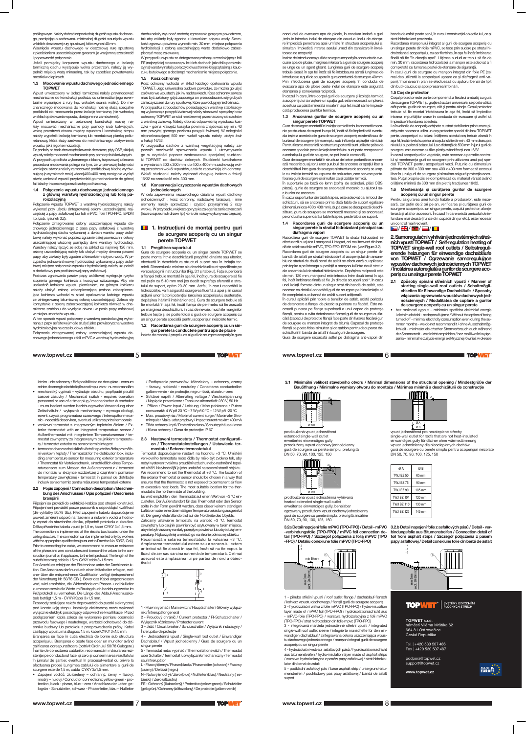pośrednim. Należy dobrać odpowiednią długość wpustu dachowego, pamiętając o zachowaniu minimalnej długości wsunięcia wpustu w kielich deszczowej rury spustowej, która wynosi 40 mm.

Wsunięcie wpustu dachowego w deszczową rurę spustową z pierścieniem uszczelniającym gwarantuje wzajemną szczelność i poprawność połączenia.

Jeżeli pomiędzy korpusem wpustu dachowego a izolacją termiczną dachu występuje wolna przestrzeń, należy ją wypełnić miękką watą mineralną, tak by zapobiec powstawaniu mostków cieplnych.

### 1.3 Mocowanie wpustu dachowego jednościennego TOPWET

Wpust umieszczony w izolacji termicznej należy przymocować mechanicznie do konstrukcji podłoża, co uniemożliwi jego ewentualne wysunięcie z rury (np. wskutek ssania wiatru). Do mechanicznego mocowania do konstrukcji nośnej służą specjalne podkładki do mocowania przez izolację termiczną (nie wchodzą w skład opakowania wpustu, dostępne na zamówienie).

Wpust umieszczony w betonowej konstrukcji nośnej należy mocować mechanicznie przy pomocy śrub kotwiących, wolną przestrzeń otworu między wpustem i konstrukcją stropu należy wypełnić izolacją termiczną lub montażową pianką poliuretanową, która służy zarówno do mechanicznego usztywnienia wpustu, jak i jego termoizolacji.

Do podłoży na bazie drewna (deskowanie drewniane, płyty OSB, sklejka) wpusty należy mocować mechanicznie przy pomocy śrub kotwiących.

W przypadku podłoża wykonanego z blachy trapezowej zalecana procedura mocowania polega na tym, że w pierwszej kolejności w miejscu otworu należy zamocować podkładową blachę wyrównującą (o wymiarach min. większej 400×400 mm), następnie wyciąć otwór, umieścić wpust i przytwierdzić go mechanicznie do górnej fali blachy trapezowej przez blachę podkładową.

### 1.4 Połączenie wpustu dachowego jednościennego z główną warstwą hydroizolacyjną lub folią paroizolacyjną

Połączenie wpustu TOPWET z warstwą hydroizolacyjną należy wykonać przy użyciu zintegrowanej osłony uszczelniającej, najczęściej z papy asfaltowej lub folii mPVC, folii TPO-FPO, EPDM itp. (zob. rysunek 3.2).

Połączenie zintegrowanej osłony uszczelniającej wpustu dachowego jednościennego z pasą papy asfaltowej z warstwą hydroizolacyjną dachu wykonanej z dwóch warstw papy asfaltowej należy wykonać poprzez zgrzanie całej powierzchni osłony uszczelniającej włożonej pomiędzy dwie warstwy hydroizolacji. Warstwy należy łączyć ze sobą na zakład co najmniej 120 mm, osłonę uszczelniającą należy tak ułożyć między dwoma pasami papy, aby zakłady były zgodne z kierunkiem spływu wody. W przypadku jednowarstwowej hydroizolacji wykonanej z papy asfaltowej miejsce połączenia wpustu z hydroizolacją należy uzupełnić o dodatkowy pas podkładowej papy asfaltowej.

Podczas zgrzewania pasów papy asfaltowej występuje ryzyko stopienia górnego kołnierza z tworzywa sztucznego. Aby nie uszkodzić kołnierza wpustu płomieniem, na górnym kołnierzu należy ułożyć osłonę zabezpieczającą (osłona zabezpieczająca kołnierza wchodzi w skład opakowania każdego wpustu ze zintegrowaną bitumiczną osłoną uszczelniającą). Zaleca się korzystanie z osłony zabezpieczającej kołnierz również w charakterze szablonu do wycięcia otworu w pasie papy asfaltowej w miejscu montażu wpustu.

W ten sposób wpust połączony z warstwą paroizolacyjną wykonaną z papy asfaltowej może służyć jako prowizoryczna warstwa hydroizolacyjna na czas budowy obiektu.

Połączenie zintegrowanej osłony uszczelniającej wpustu dachowego jednościennego z folii mPVC z warstwą hydroizolacyjną dachu należy wykonać metodą zgrzewania gorącym powietrzem, tak aby zakłady były zgodne z kierunkiem spływu wody. Szerokość zgrzewu powinna wynosić min. 30 mm, miejsca połączenia hydroizolacji z osłoną uszczelniającą warto dodatkowo zabezpieczyć masą zalewową.

W przypadku wpustu ze zintegrowaną osłoną uszczelniającą z folii PE (najczęściej stosowaną w lekkich dachach jako folia paroizolacyjna) warstwy należy połączyć dwustronnie klejącą taśmą z kauczuku butylowego a docisnąć mechanicznie miejsce połączenia.

### 1.5 Kosz ochronny

Kosz ochronny wchodzi w skład każdego opakowania wpustu TOPWET. Jego uniwersalna budowa powoduje, że można go użyć zarówno we wpustach, jak i w nadstawkach. Kosz ochronny zawsze musi być założony, gdyż zapobiega on przedostawaniu się grubych zanieczyszczeń do rury spustowej, które powodują jej niedrożność. W przypadku stropodachów posiadających warstwę stabilizującą wykonaną z pospółki żwirowej należy stosować specjalny kosz ochronny TOPWET ze stali nierdzewnej przeznaczony do dachów z warstwą żwirową. Należy dobrać odpowiednią wysokość kosza - górna krawędź koszyka powinna znajdować się min. 40 mm powyżej górnego poziomu pospółki żwirowej. W odległości nieprzekraczającej 500 mm wokół wpustu należy ułożyć żwir o frakcji 16/32.

W przypadku dachów z warstwą wegetacyjną należy zapewnić możliwość sprawdzania wpustu i utrzymywania go w czystości poprzez zastosowanie specjalnej studzienki TOPWET do dachów zielonych. Studzienki kwadratowe o wymiarach 300 x 300 mm lub 400 x 400 mm zachowują wolną przestrzeń wokół wpustów, a także zapewniają ich ochronę. Wokół studzienki należy wykonać obsypkę żwirem o frakcji 16/32 na szerokości min. 300 mm.

### 1.6 Konserwacja i czyszczenie wpustów dachowych jednościennych

W celu zapewnienia niezawodnego działania wpust dachowy jednościennych , kosz ochronny, nadstawkę tarasową i inne elementy należy sprawdzać i czyścić przynajmniej 2 razy w roku. W przypadku większego ryzyka zalegania zanieczyszczeń (liście z sąsiednich drzew itp.) kontrole należy wykonywać częściej.

## 1. Instrucțiuni de montaj pentru guri de scurgere acoperiș cu un singur perete TOPWET

### 1.1 Pregătirea suportului

Gura de scurgere acoperiș cu un singur perete TOPWET se poate monta într-o deschizătură pregătită dinainte sau ulterior, efectuată în deschizătura structurii suport sau în izolația termică. Dimensiunile minime ale deschizăturii sunt specificate pe versoul paginii instrucțiunilor (Fig. 3.1 și tabelul). Fața superioară a flanșei trebuie montată în așa fel, încât gura de scurgere să fie cel puțin cu 5-10 mm mai jos decât suprafața aferentă a stratului de suport, optim 20-30 mm. Astfel, în cazul racordării la hidroizolație, va fi asigurată scurgerea fluentă a apei și în cursul acțiunii unor factori potențiali (încărcarea acoperișului, sustenabilitatea, depășirea înălțimii îmbinărilor etc.). Gura de scurgere trebuie să fie montată în așa fel, încât flanșa de perimetru să fie așezată pe marginea deschizăturii, în caz de nevoie, muchiile marginilor trebuie teșite și se poate folosi o gură de scurgere acoperiș cu un singur perete specială pentru acoperișuri neizolate termic.

### 1.2 Racordarea gurii de scurgere acoperiș cu un singur perete la conductele pentru apa de ploaie

Înainte de montajul propriu-zis al gurii de scurgere acoperiș în gura conductei de evacuare apa de ploaie, în canelura inelară a gurii „trebuie introdus inelul de etanșare din cauciuc. Inelul de etanșare împiedică penetrarea apei umflate în structura acoperișului și, simultan, împiedică intrarea aerului umed din canalizare în încăltoarea de acoperiș!

Înainte de introducerea gurii de scurgere acoperiș în conducta de evacuare apa de ploaie, marginea inferioară a gurii de scurgere acoperiș se unge cu un agent glisant. Lungimea gurii de scurgere acoperiș trebuie aleasă în așa fel, încât să fie întotdeauna atinsă lungimea de introducere a gurii de scurgere în gura conductei de scurgere 40 mm. Prin introducerea gurii de scurgere acoperiș în conducta de evacuare apa de ploaie peste inelul de etanșare este asigurată etanșarea și conexiunea reciprocă.

În cazul în care, între corpul gurii de scurgere și izolația termică a acoperișului la nastere un spațiu gol, este necesară umplerea acestuia cu păslă minerală moale în așa fel, încât să fie împiedicată producerea punților termice.

### 1.3 Ancorarea gurilor de scurgere acoperiș cu un singur perete TOPWET

Gura de scurgere montată în izolația termică trebuie ancorată mecanic pe structura de suport în așa fel, încât să fie împiedicată eventuala ieșire a acesteia din gura de scurgere acoperiș existentă sau din burlanul de scurgere (de exemplu, sub influența aspirației vântului). Pentru fixarea mecanică pe structura portantă sunt utilizate șaibe de ancorare speciale peste izolația termică (nu sunt parte componentă a ambalajului gurii de scurgere, se pot livra la comandă).

Gura de scurgere montată în structura de beton portantă se ancorează mecanic cu ajutorul unor șuruburi de ancorare iar spațiul liber al deschizăturii între gura de scurgere și structura de scurgere se umple cu izolația termică sau spuma de poliuretan, care servesc pentru fixarea gurii de scurgere și simultan ca și izolație termică.

În suporturile pe bază de lemn (cofraj de scânduri, plăci OBS, placaj), gurile de scurgere se ancorează mecanic cu ajutorul șuruburilor de ancorare.

În cazul suporturilor din tablă trapez, este adecvat ca, în locul deschizăturii, să se ancoreze prima dată tabla de suport egalizare (dimensiuni cca 400 x 400 mm), după care se decupează deschizătura, gura de scurgere se montează mecanic și se ancorează pe ondulația superioară a tablei trapez, peste tabla de suport.

### 1.4 Racordarea gurii de scurgere acoperiș cu un singur perete la stratul hidroizolant principal sau diafragma vapori

Racordarea gurii de scurgere TOPWET la stratul hidroizolant se efectuează cu ajutorul manșonului integrat, cel mai frecvent din bandă de asfalt sau folie mPVC, TPO-FPO, EPDM etc. (vezi Figura 3.2). Racordarea gurii de scurgere acoperiș cu un singur perete din bandă de asfalt pe stratul hidroizolant al acoperișului din ansamblu de straturi de două benzi de asfalt se efectuează cu aplicarea prin topire a pe întreaga suprafață a manșonului între două straturi ale ansamblului de straturi hidroizolante. Depășirea reciprocă este de min. 120 mm, manșonul este introdus între două benzi în așa fel, încât îmbinarea finală să fie „în direcția scurgerii apei". În cazul unei izolații formate dintr-un singur strat din bandă de asfalt, este necesar ca detaliul conectării gurii de scurgere pe hidroizolație să fie completat cu o bandă de asfalt suport adițională.

În cursul aplicării prin topire a benzilor de asfalt, există pericolul de deteriorare a flanșei de plastic superioare cu flacără. Este necesară punerea pe flanșa superioară a unui capac de protecție flanșă, pentru a evita deteriorarea flanșei gurii de scurgere cu flacără (capacul de protecție flanșă face parte din livrarea fiecărei guri de scurgere cu manșon integrat de bitum). Capacul de protecție flanșă se poate folosi simultan și ca șablon pentru decuparea deschizăturii în banda de asfalt în locul gurii de scurgere.

Gura de scurgere racordată astfel pe diafragma anti-vapori din banda de asfalt poate servi, în cursul construcției obiectivului, ca și strat hidroizolant provizoriu.

Racordarea manșonului integrat al gurii de scurgere acoperiș cu un singur perete din folie mPVC, se face prin sudare pe stratul hidroizolant al acoperișului, cu aer fierbinte, în așa fel încât îmbinarea finală să fie "în direcția apei". Lățimea sudurii ar trebui să fie de min. 30 mm, racordarea hidroizolației la manșon este adecvat a fi completată cu turnarea pastei de etanșare de siguranță.

În cazul gurii de scurgere cu manșon integrat din folie PE (cel mai des utilizată la acoperișuri ușoare ca și diafragmă anti-vapori), îmbinarea în plan se efectuează cu ajutorul benzii de lipit din butil-cauciuc și apoi presarea îmbinării.

### 1.5 Coș de protector

Coșul protector este parte componentă a fiecărui ambalaj cu gura de scurgere TOPWET și, grație structurii universale, se poate utiliza atât pentru gurile de scurgere, cât și pentru alonje. Coșul protector trebuie să fie montat întotdeauna în așa fel, încât să împiedice intrarea impurităților crase în conducta de evacuare și astfel să împiedice înfundarea acesteia.

La învelitorile de acoperiș echipate cu strat stabilizator prin turnare pietriș este necesar a utiliza un coș protector special din inox TOPWET pentru acoperișuri cu balast. Înălțimea acestui coș trebuie aleasă în așa fel, încât nivelul superior al coșului să fie de min. 40 mm deasupra nivelului superior al balastului. La o distanță de 500 mm în jurul gurii de scurgere, este necesar a utiliza pietriș având fracțiunea 16/32.

În cazul acoperișurilor vegetale, este necesar a permite controlul și mentenanța gurii de scurgere prin utilizarea unui puț special TOPWET pentru acoperișuri verzi. Puțurile cu dimensiuni pătrate de 300 x 300 mm sau 400 x 400 mm formează accesul liber în jurul gurii de scurgere și simultan asigură protecția acesteia. Puțul propriu-zis se completează cu material vărsat având o lățime minimă de 300 mm din pietriș fracțiunea 16/32.

### 1.6 Mentenanța și curățarea gurilor de scurgere acoperiș cu un singur perete

Pentru asigurarea unei funcții fiabile a produsului, este necesară, cel puțin de 2 ori pe an, verificarea și curățarea gurii de scurgere acoperiș cu un singur perete, coșului protector, alonjei terasă și al altor accesorii. În cazul în care există pericolul de înfundare mai deasă (frunze din copacii din jur etc.), este necesar un control mai frecvent.

## 2. Samoregulační vyhřívání jednostěnných střešních vpustí TOPWET / Self-regulation heating of TOPWET single-wall roof outlets / Selbstregulierende heizungen für einwandige dachabläufe von TOPWET / Zgrzewanie samoregulujące wpustów dachowych jednościennych TOPWET / Încălzirea autoreglată a gurilor de scurgere acoperiș cu un singur perete TOPWET

### 2.1 Způsoby spínání střešních vpustí / Manner of starting single-wall roof outlets / Schaltmöglichkeiten für Einwandige Dachabläufe / Sposoby włączania ogrzewania wpustów dachowych jednościennych / Modalitatea de cuplare a gurilor de scurgere acoperiș cu un singur perete

- bez možnosti vypnutí – minimální spotřeba elektrické energie i v letním období – nedoporučujeme / Without the option of being turned off - minimal electricity consumption even during the summer months - we do not recommend it / ohne Ausschaltmöglichkeit - minimaler elektrischer Stromverbrauch auch während der Sommerzeit - wird nicht empfohlen / bez możliwości wyłączenia – minimalne zużycie energii elektrycznej również w okresie letnim – nie zalecamy / fără posibilitatea de decuplare - consum minim de energie electrică și în anotimpul vara - nu recomandăm
- mechanický vypínač – vyžaduje obsluhu, popřípadě použití časové zásuvky / Mechanical switch - requires operation personnel or use of a timer plug / mechanischer Ausschalter - muss bedient werden beziehungsweise Verwendung einer Zeitschaltuhr / wyłącznik mechaniczny – wymaga obsługi, ewent. użycia programatora czasowego / Întrerupător mecanic - necesită deservirea, eventual utilizarea prizei temporale
- venkovní termostat s integrovaným teplotním čidlem / Exterior thermostat with an integrated temperature sensor / Außenthermostat mit integriertem Temperatursensor / termostat zewnętrzny ze zintegrowanym czujnikiem temperatury / termostat exterior cu senzor termic integrat
- termostat do rozvodné skříně včetně teplotního čidla pro měření venkovní teploty / Thermostat for the distribution box, including a temperature sensor for measuring exterior temperature / Thermostat für Verteilerschrank, einschließlich eines Temperatursensors zum Messen der Außentemperatur / termostat do montażu w skrzynce rozdzielczej z czujnikiem pomiarów temperatury zewnętrznej / termostat în panoul de distribuție inclusiv senzor termic pentru măsurarea temperaturii externe

### 2.2 Popis zapojení / Connection description / Beschreibung des Anschlusses / Opis połączeń / Descrierea branșării

Připojení se provádí do elektrické krabice pod stropní konstrukcí. Připojení smí provádět pouze pracovník s odpovídající kvalifikací (dle vyhlášky 50/78 Sb.). Před zapojením kabelu doporučujeme provést změření odporů na fázovém a nulovém vodiči a hodnoty zapsat do stavebního deníku, případně protokolu o zkoušce. Délka přívodního kabelu vpusti je 1,5 m, kabel CYKY 3×1,5 mm.

The connection is implemented at the electric box located under the ceiling structure. The connection can be implemented only by workers with the appropriate qualification (pursuant to Directive No. 50/78, Coll.). Prior to connecting the cable, we recommend to measure resistance of the phase and zero conductors and to record the values to the construction journal or, if applicable, to the test protocol. The length of the outlet's incoming cable is 1.5 m, CYKY cable 3×1.5 mm.

Der Anschluss erfolgt an der Elektrodose unter der Dachkonstruktion. Der Anschluss darf nur durch einen Mitarbeiter erfolgen, welcher über die entsprechende Qualifikation verfügt (entsprechend der Verordnung Nr. 50/78 GBl.). Bevor das Kabel angeschlossen wird, wird empfohlen, die Widerstände am Phasen- und Nullleiter zu messen sowie die Werte im Bautagebuch beziehungsweise im Prüfprotokoll zu vermerken. Die Länge des Ablauf-Anschlusskabels beträgt 1,5 m - CYKY-Kabel 3×1,5 mm.

Przewody zasilające należy doprowadzić do puszki elektrycznej pod konstrukcją stropu. Instalację elektryczną może wykonać wyłącznie elektryk posiadający odpowiednie kwalifikacje. Przed podłączeniem kabla zaleca się wykonanie pomiaru oporności przewodu fazowego i neutralnego, wartości odnotować do dziennika budowy lub protokołu z przeprowadzenia próby. Kabel zasilający wpustu ma długość 1,5 m, kabel CYKY 3×1,5 mm.

Branșarea se face în cutia electrică de borne sub structura acoperișului. Branșarea o poate face doar un muncitor având calificarea corespunzătoare (potrivit Ordinului 50/78 Culegere.) Înainte de conectarea cablurilor, recomandăm măsurarea rezistenței pe conductorul fazei și zero și consemnarea rezultatului în jurnalul de șantier, eventual în procesul-verbal cu privire la efectuarea probei. Lungimea cablului de alimentare al gurii de scurgere este de 1,5 m, cablu CYKY 3x1,5 mm.

- Zapojení vodičů: žlutozelený – ochranný, černý – fázový, modrý – nulový / Conductor connections: yellow-green - protection, black - phase, blue – zero / Anschluss der Leiter: gelbgrün - Schutzleiter, schwarz - Phasenleiter, blau – Nullleiter / Podłączenie przewodów: żółtozielony – ochronny, czarny – fazowy, niebieski – neutralny / Conectarea conductorilor: galben-verde - de protecție, negru - fază, albastru - zero
- Střídavé napětí / Alternating voltage / Wechselspannung / Napięcie przemienne / Tensiune alternativă: 230 V, 50 Hz
- Příkon / Power input / Leistung / Moc pobierana / Putere consumată: 4 W při 20 °C – 7 W při 0 °C – 12 W při -20 °C
- Max. proudový náz / Maximal current surge / Maximaler Strommimpuls / Maks. udar prądowy / Impact curent maxim: 400 mA
- Třída ochrany krytí / Protection class / Schutzgehäuseklasse / Klasa ochrony / Clasa de protecție: IP 67

### 2.3 Nastavení termostatu / Thermostat configuration / Thermostateinstellungen / Ustawienia termostatu / Setarea termostatului

Termostat doporučujeme nastavit na hodnotu +3 °C. Umístění venkovního termostatu nebo čidla by mělo být zvoleno tak, aby nebyl vystaven trvalému proudění vzduchu nebo nadměrné tepelné zátěži. Nejvhodnější je jeho umístění na severní straně objektu.

We recommend to set the thermostat at +3 °C. The location of the exterior thermostat or sensor should be chosen in a way that ensures that the thermostat is not exposed to permanent air flow or excessive heat loads. The most suitable location for the thermostat is the northern side of the building.

Es wird empfohlen, den Thermostat auf einen Wert von +3 °C einzustellen. Der Außenstandort für das Thermostat oder den Sensor sollte in der Form gewählt werden, dass dieser keinem ständigen Luftstrom oder einer übermäßigen Temperaturbelastung ausgesetzt ist. Der geeignetste Standort ist auf der Nordseite des Objekts.

Zalecamy ustawienie termostatu na wartość +3 °C. Termostat zewnętrzny lub czujnik powinien być usytuowany w takim miejscu, aby nie był narażony na stały przepływ powietrza lub zbyt dużą temperaturę. Najkorzystniej umieścić go na stronie północnej obiektu.

Recomandăm setarea termostatului la valoarea +3 °C. Amplasarea termostatului extern sau a senzorului extern ar trebui să fie aleasă în așa fel, încât să nu fie expus la fluxul de aer sau sarcina extremă de temperatură. Cel mai adecvat este amplasarea lui pe partea de nord a obiectivului.

1 - Hlavní vypínač / Main switch / Hauptschalter / Główny wyłącznik / Întrerupător general

2 - Proudový chránič / Current protector / FI-Schutzschalter / Wyłącznik różnicowy / Protector curent

3 – Jistič / Circuit breaker / Sicherungsschalter / Wyłącznik instalacyjny / Întrerupător de protecție

4 - Jednostěnná vpust / Single-wall roof outlet / Einwandiger Dachablauf / Wpust jednościenny / Gura de scurgere cu un singur perete

5 - Termostat nebo vypínač / Thermostat or switch / Thermostat oder Schalter / Termostat lub wyłącznik mechaniczny / Termostat sau întrerupător

L- Fázový (černý) / Phase (black) / Phasenleiter (schwarz) / Fazowy (czarny) / De fază (negru)

N - Nulový (modrý) / Zero (blue) / Nullleiter (blau) / Neutralny (niebieski) / Zero (albastru)

PE - Ochranný (žlutozelený) / Protective (yellow-green) / Schutzleiter (gelbgrün) / Ochronny (żółtozielony) / De protecție (galben-verde)

### 3.1 Minimální velikost stavebního otvoru / Minimal dimensions of the structural opening / Mindestgröße der Bauöffnung / Minimalne wymiary otworu do montażu / Mărimea minimă a deschizăturii de construcție

Ø 220

prodloužená vpust jednostěnná
extended single-wall gully
erweitertes einwendiges gully
przedłużony wpust dachowy jednościenny
gură de scurgere cu perete simplu, prelungită
DN 50, 70, 90, 100, 125, 150

Ø 220

prodloužená vpust jednostěnná vyhřívaná
heated extended single-wall outlet
erweitertes einwendiges gully, beheizbar
ogrzewany przedłużony wpust dachowy jednościenny
gură de scurgere cu perete simplu, prelungită, încălzire
DN 50, 70, 90, 100, 125, 150

Ø A
Ø B

vpust jednostěnná pro nezateplené střechy
single-wall outlet for roofs that are not heat-insulated
einwandiges gully für dächer ohne wärmedämmung
wpust jednościenny dla nieocieplanych dachów
gură de scurgere cu perete simplu pentru acoperișuri neizolate
DN 50, 70, 90, 100, 125, 150

| Ø A | Ø B |
|---|---|
| TWJ BZ 50 | 65 mm |
| TWJ BZ 75 | 90 mm |
| TWJ BZ 90 | 105 mm |
| TWJ BZ 104 | 120 mm |
| TWJ BZ 110 | 130 mm |
| TWJ BZ 125 | 145 mm |

### 3.2a Detail napojení folie mPVC (TPO-FPO) / Detail - mPVC -verbindungsfolie (TPO-FPO) / mPVC foil connection detail (TPO-FPO) / Szczegół połączenia z folią mPVC (TPO -FPO) / Detaliu conexiune folie mPVC (TPO-FPO)

min 30 mm

min 5mm
(opt. 20-30mm)

1 - příruba střešní vpusti / roof outlet flange / dachablauf-flansch / kołnierz wpustu dachowego / flanșă gură de scurgere acoperiș

2 - hydroizolační vrstva z folie mPVC (TPO-FPO) / hydro-insulation layer made of mPVC foil (TPO-FPO) / hydroisolationsschicht aus - mPVC-folie (TPO-FPO) / warstwa hydroizolacyjna z folii mPVC (TPO-FPO) / strat hidroizolator din folie mpvc (TPO-FPO)

3 - integrovaná manžeta jednostěnné střešní vpusti / integrated single-wall roof outlet sleeve / integrierte manschette für den einwandigen dachablauf / zintegrowana osłona uszczelniająca wpustu dachowego jednościennego / manșon integrat gură de scurgere acoperiș cu un singur perete

4 - hydroizolační vrstva z asfaltových pásů / hydroisolationsschicht aus bitumenstreifen / hydro-insulation layer made of asphalt strips / warstwa hydroizolacyjna z pasów papy asfaltowej / strat hidroizolator din benzi de asfalt

5 - podkladní asfaltový pás / base asphalt strip / untergrund-bitumenstreifen / podkładowy pas papy asfaltowej / bandă de asfalt suport

### 3.2b Detail napojení folie z asfaltových pásů / Detail - verbindungsfolie aus Bitumenstreifen / Connection detail of foil from asphalt strips / Szczegół połączenia z pasem papy asfaltowej / Detail conexiune folie din benzi de asfalt

min 5mm
(opt. 20-30mm)

TOPWET SYSTÉMY ODVODNĚNÍ PLOCHÝCH STŘECH

**TOPWET s.r.o.**
náměstí Viléma Mrštíka 62
664 81 Ostrovačice
Česká Republika

Tel. | +420 530 507 486
Fax | +420 530 507 487

podpora@topwet.cz
support@topwet.cz

**www.topwet.cz**

MADE IN EUROPE